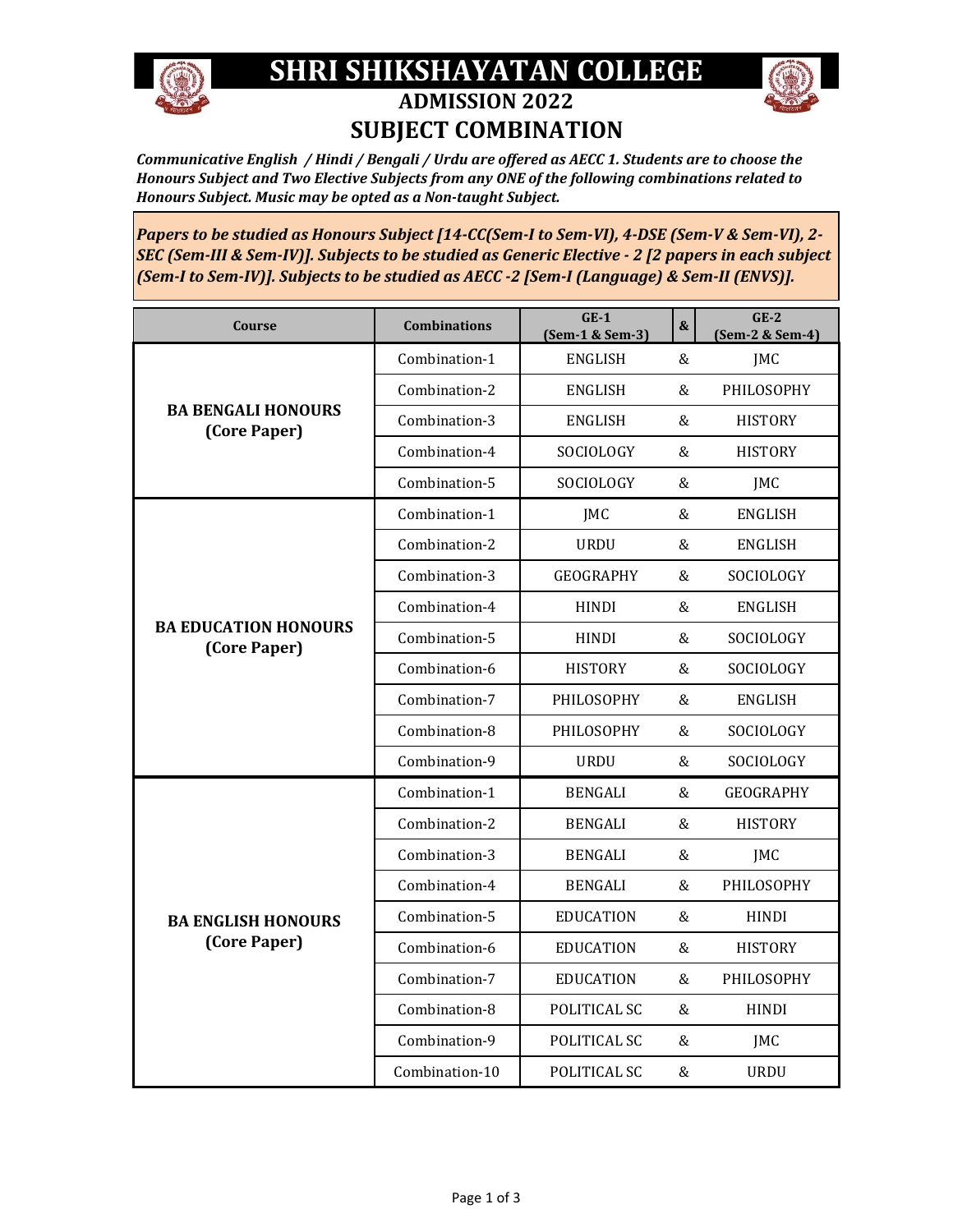# SHRI SHIKSHAYATAN COLLEGE

## ADMISSION 2022

## SUBJECT COMBINATION

***Communicative English / Hindi / Bengali / Urdu are offered as AECC 1. Students are to choose the Honours Subject and Two Elective Subjects from any ONE of the following combinations related to Honours Subject. Music may be opted as a Non-taught Subject.***

***Papers to be studied as Honours Subject [14-CC(Sem-I to Sem-VI), 4-DSE (Sem-V & Sem-VI), 2-SEC (Sem-III & Sem-IV)]. Subjects to be studied as Generic Elective - 2 [2 papers in each subject (Sem-I to Sem-IV)]. Subjects to be studied as AECC -2 [Sem-I (Language) & Sem-II (ENVS)].***

| Course | Combinations | GE-1 (Sem-1 & Sem-3) | & | GE-2 (Sem-2 & Sem-4) |
|---|---|---|---|---|
| **BA BENGALI HONOURS (Core Paper)** | Combination-1 | ENGLISH | & | JMC |
| | Combination-2 | ENGLISH | & | PHILOSOPHY |
| | Combination-3 | ENGLISH | & | HISTORY |
| | Combination-4 | SOCIOLOGY | & | HISTORY |
| | Combination-5 | SOCIOLOGY | & | JMC |
| **BA EDUCATION HONOURS (Core Paper)** | Combination-1 | JMC | & | ENGLISH |
| | Combination-2 | URDU | & | ENGLISH |
| | Combination-3 | GEOGRAPHY | & | SOCIOLOGY |
| | Combination-4 | HINDI | & | ENGLISH |
| | Combination-5 | HINDI | & | SOCIOLOGY |
| | Combination-6 | HISTORY | & | SOCIOLOGY |
| | Combination-7 | PHILOSOPHY | & | ENGLISH |
| | Combination-8 | PHILOSOPHY | & | SOCIOLOGY |
| | Combination-9 | URDU | & | SOCIOLOGY |
| **BA ENGLISH HONOURS (Core Paper)** | Combination-1 | BENGALI | & | GEOGRAPHY |
| | Combination-2 | BENGALI | & | HISTORY |
| | Combination-3 | BENGALI | & | JMC |
| | Combination-4 | BENGALI | & | PHILOSOPHY |
| | Combination-5 | EDUCATION | & | HINDI |
| | Combination-6 | EDUCATION | & | HISTORY |
| | Combination-7 | EDUCATION | & | PHILOSOPHY |
| | Combination-8 | POLITICAL SC | & | HINDI |
| | Combination-9 | POLITICAL SC | & | JMC |
| | Combination-10 | POLITICAL SC | & | URDU |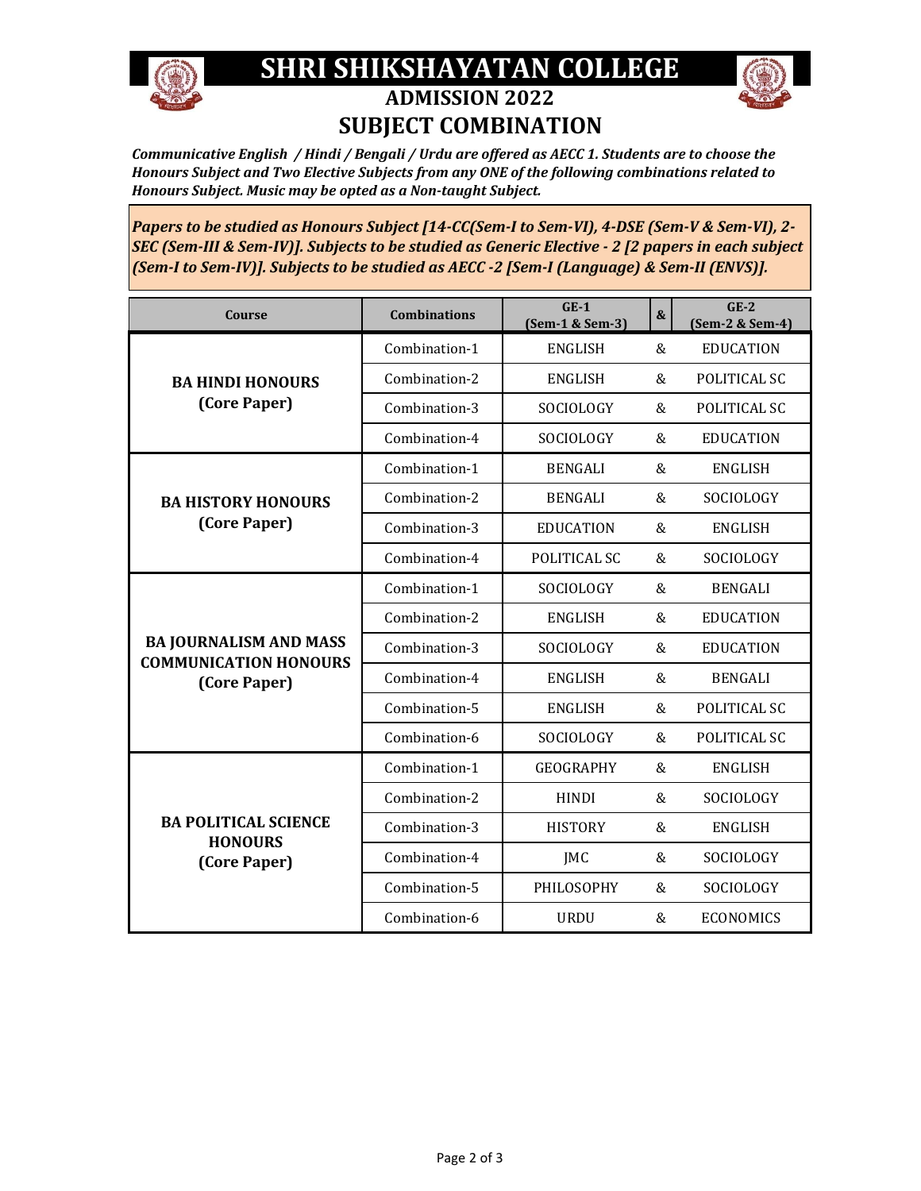# SHRI SHIKSHAYATAN COLLEGE

## ADMISSION 2022

## SUBJECT COMBINATION

***Communicative English / Hindi / Bengali / Urdu are offered as AECC 1. Students are to choose the Honours Subject and Two Elective Subjects from any ONE of the following combinations related to Honours Subject. Music may be opted as a Non-taught Subject.***

***Papers to be studied as Honours Subject [14-CC(Sem-I to Sem-VI), 4-DSE (Sem-V & Sem-VI), 2-SEC (Sem-III & Sem-IV)]. Subjects to be studied as Generic Elective - 2 [2 papers in each subject (Sem-I to Sem-IV)]. Subjects to be studied as AECC -2 [Sem-I (Language) & Sem-II (ENVS)].***

| Course | Combinations | GE-1 (Sem-1 & Sem-3) | & | GE-2 (Sem-2 & Sem-4) |
|---|---|---|---|---|
| **BA HINDI HONOURS (Core Paper)** | Combination-1 | ENGLISH | & | EDUCATION |
| | Combination-2 | ENGLISH | & | POLITICAL SC |
| | Combination-3 | SOCIOLOGY | & | POLITICAL SC |
| | Combination-4 | SOCIOLOGY | & | EDUCATION |
| **BA HISTORY HONOURS (Core Paper)** | Combination-1 | BENGALI | & | ENGLISH |
| | Combination-2 | BENGALI | & | SOCIOLOGY |
| | Combination-3 | EDUCATION | & | ENGLISH |
| | Combination-4 | POLITICAL SC | & | SOCIOLOGY |
| **BA JOURNALISM AND MASS COMMUNICATION HONOURS (Core Paper)** | Combination-1 | SOCIOLOGY | & | BENGALI |
| | Combination-2 | ENGLISH | & | EDUCATION |
| | Combination-3 | SOCIOLOGY | & | EDUCATION |
| | Combination-4 | ENGLISH | & | BENGALI |
| | Combination-5 | ENGLISH | & | POLITICAL SC |
| | Combination-6 | SOCIOLOGY | & | POLITICAL SC |
| **BA POLITICAL SCIENCE HONOURS (Core Paper)** | Combination-1 | GEOGRAPHY | & | ENGLISH |
| | Combination-2 | HINDI | & | SOCIOLOGY |
| | Combination-3 | HISTORY | & | ENGLISH |
| | Combination-4 | JMC | & | SOCIOLOGY |
| | Combination-5 | PHILOSOPHY | & | SOCIOLOGY |
| | Combination-6 | URDU | & | ECONOMICS |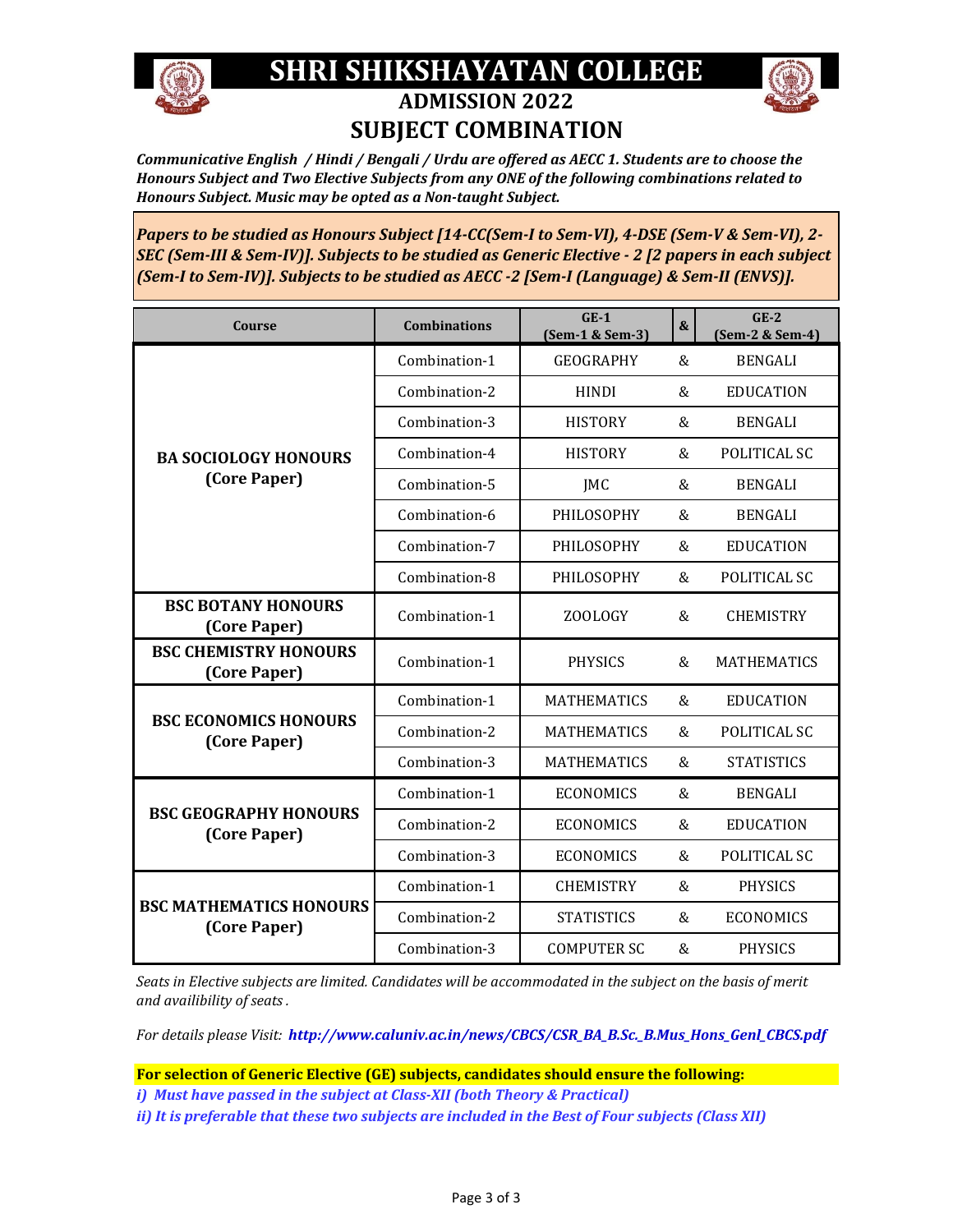# SHRI SHIKSHAYATAN COLLEGE

## ADMISSION 2022

## SUBJECT COMBINATION

***Communicative English / Hindi / Bengali / Urdu are offered as AECC 1. Students are to choose the Honours Subject and Two Elective Subjects from any ONE of the following combinations related to Honours Subject. Music may be opted as a Non-taught Subject.***

***Papers to be studied as Honours Subject [14-CC(Sem-I to Sem-VI), 4-DSE (Sem-V & Sem-VI), 2-SEC (Sem-III & Sem-IV)]. Subjects to be studied as Generic Elective - 2 [2 papers in each subject (Sem-I to Sem-IV)]. Subjects to be studied as AECC -2 [Sem-I (Language) & Sem-II (ENVS)].***

| Course | Combinations | GE-1 (Sem-1 & Sem-3) | & | GE-2 (Sem-2 & Sem-4) |
|---|---|---|---|---|
| **BA SOCIOLOGY HONOURS (Core Paper)** | Combination-1 | GEOGRAPHY | & | BENGALI |
| | Combination-2 | HINDI | & | EDUCATION |
| | Combination-3 | HISTORY | & | BENGALI |
| | Combination-4 | HISTORY | & | POLITICAL SC |
| | Combination-5 | JMC | & | BENGALI |
| | Combination-6 | PHILOSOPHY | & | BENGALI |
| | Combination-7 | PHILOSOPHY | & | EDUCATION |
| | Combination-8 | PHILOSOPHY | & | POLITICAL SC |
| **BSC BOTANY HONOURS (Core Paper)** | Combination-1 | ZOOLOGY | & | CHEMISTRY |
| **BSC CHEMISTRY HONOURS (Core Paper)** | Combination-1 | PHYSICS | & | MATHEMATICS |
| **BSC ECONOMICS HONOURS (Core Paper)** | Combination-1 | MATHEMATICS | & | EDUCATION |
| | Combination-2 | MATHEMATICS | & | POLITICAL SC |
| | Combination-3 | MATHEMATICS | & | STATISTICS |
| **BSC GEOGRAPHY HONOURS (Core Paper)** | Combination-1 | ECONOMICS | & | BENGALI |
| | Combination-2 | ECONOMICS | & | EDUCATION |
| | Combination-3 | ECONOMICS | & | POLITICAL SC |
| **BSC MATHEMATICS HONOURS (Core Paper)** | Combination-1 | CHEMISTRY | & | PHYSICS |
| | Combination-2 | STATISTICS | & | ECONOMICS |
| | Combination-3 | COMPUTER SC | & | PHYSICS |

*Seats in Elective subjects are limited. Candidates will be accommodated in the subject on the basis of merit and availibility of seats .*

*For details please Visit:* ***http://www.caluniv.ac.in/news/CBCS/CSR_BA_B.Sc._B.Mus_Hons_Genl_CBCS.pdf***

**For selection of Generic Elective (GE) subjects, candidates should ensure the following:**

*i) Must have passed in the subject at Class-XII (both Theory & Practical)*

*ii) It is preferable that these two subjects are included in the Best of Four subjects (Class XII)*